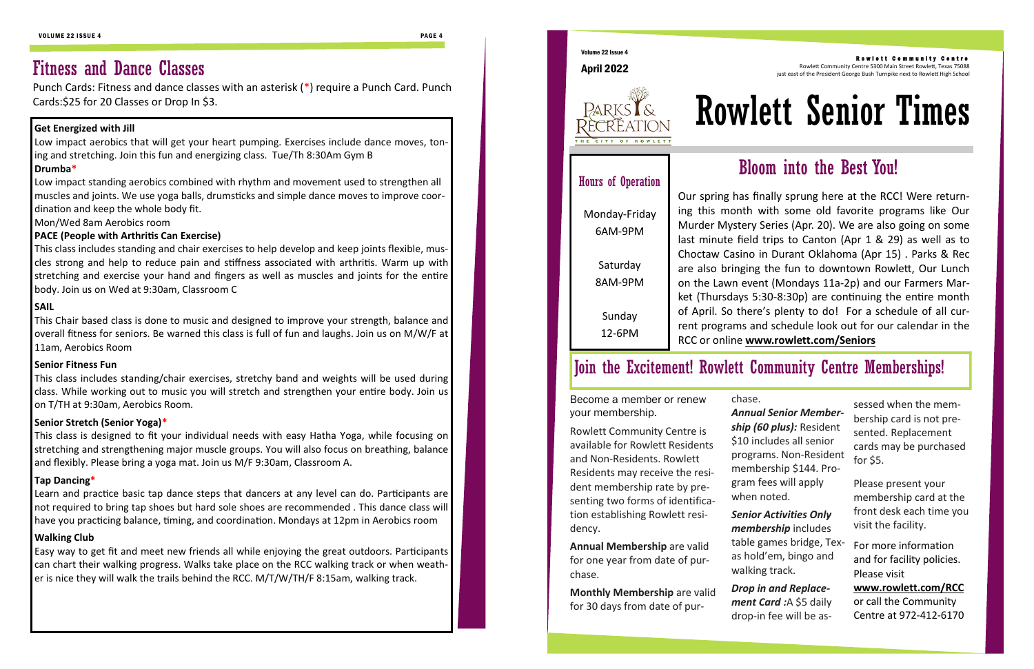# Fitness and Dance Classes

Punch Cards: Fitness and dance classes with an asterisk (*) require a Punch Card. Punch Cards:$25 for 20 Classes or Drop In $3.

**Get Energized with Jill**

Low impact aerobics that will get your heart pumping. Exercises include dance moves, toning and stretching. Join this fun and energizing class. Tue/Th 8:30Am Gym B

**Drumba***

Low impact standing aerobics combined with rhythm and movement used to strengthen all muscles and joints. We use yoga balls, drumsticks and simple dance moves to improve coordination and keep the whole body fit.

Mon/Wed 8am Aerobics room

**PACE (People with Arthritis Can Exercise)**

This class includes standing and chair exercises to help develop and keep joints flexible, muscles strong and help to reduce pain and stiffness associated with arthritis. Warm up with stretching and exercise your hand and fingers as well as muscles and joints for the entire body. Join us on Wed at 9:30am, Classroom C

**SAIL**

This Chair based class is done to music and designed to improve your strength, balance and overall fitness for seniors. Be warned this class is full of fun and laughs. Join us on M/W/F at 11am, Aerobics Room

**Senior Fitness Fun**

This class includes standing/chair exercises, stretchy band and weights will be used during class. While working out to music you will stretch and strengthen your entire body. Join us on T/TH at 9:30am, Aerobics Room.

**Senior Stretch (Senior Yoga)***

This class is designed to fit your individual needs with easy Hatha Yoga, while focusing on stretching and strengthening major muscle groups. You will also focus on breathing, balance and flexibly. Please bring a yoga mat. Join us M/F 9:30am, Classroom A.

**Tap Dancing***

Learn and practice basic tap dance steps that dancers at any level can do. Participants are not required to bring tap shoes but hard sole shoes are recommended . This dance class will have you practicing balance, timing, and coordination. Mondays at 12pm in Aerobics room

**Walking Club**

Easy way to get fit and meet new friends all while enjoying the great outdoors. Participants can chart their walking progress. Walks take place on the RCC walking track or when weather is nice they will walk the trails behind the RCC. M/T/W/TH/F 8:15am, walking track.

Volume 22 Issue 4

April 2022

**Rowlett Community Centre**

Rowlett Community Centre 5300 Main Street Rowlett, Texas 75088
just east of the President George Bush Turnpike next to Rowlett High School

PARKS & RECREATION — THE CITY OF ROWLETT

# Rowlett Senior Times

## Hours of Operation

Monday-Friday
6AM-9PM

Saturday
8AM-9PM

Sunday
12-6PM

## Bloom into the Best You!

Our spring has finally sprung here at the RCC! Were returning this month with some old favorite programs like Our Murder Mystery Series (Apr. 20). We are also going on some last minute field trips to Canton (Apr 1 & 29) as well as to Choctaw Casino in Durant Oklahoma (Apr 15) . Parks & Rec are also bringing the fun to downtown Rowlett, Our Lunch on the Lawn event (Mondays 11a-2p) and our Farmers Market (Thursdays 5:30-8:30p) are continuing the entire month of April. So there's plenty to do! For a schedule of all current programs and schedule look out for our calendar in the RCC or online **www.rowlett.com/Seniors**

## Join the Excitement! Rowlett Community Centre Memberships!

Become a member or renew your membership.

Rowlett Community Centre is available for Rowlett Residents and Non-Residents. Rowlett Residents may receive the resident membership rate by presenting two forms of identification establishing Rowlett residency.

**Annual Membership** are valid for one year from date of purchase.

**Monthly Membership** are valid for 30 days from date of purchase.

***Annual Senior Membership (60 plus):*** Resident $10 includes all senior programs. Non-Resident membership $144. Program fees will apply when noted.

***Senior Activities Only membership*** includes table games bridge, Texas hold'em, bingo and walking track.

***Drop in and Replacement Card :***A $5 daily drop-in fee will be assessed when the membership card is not presented. Replacement cards may be purchased for $5.

Please present your membership card at the front desk each time you visit the facility.

For more information and for facility policies. Please visit **www.rowlett.com/RCC** or call the Community Centre at 972-412-6170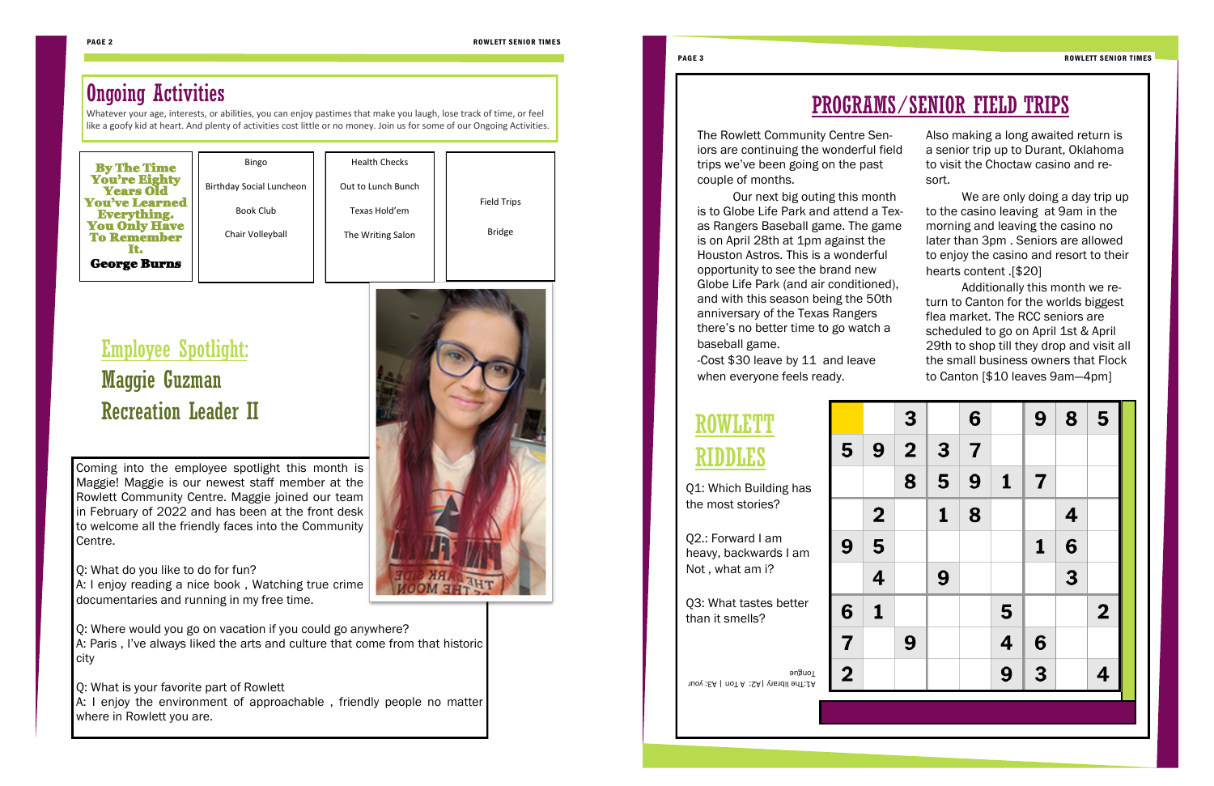# Ongoing Activities

Whatever your age, interests, or abilities, you can enjoy pastimes that make you laugh, lose track of time, or feel like a goofy kid at heart. And plenty of activities cost little or no money. Join us for some of our Ongoing Activities.

**By The Time You're Eighty Years Old You've Learned Everything. You Only Have To Remember It.**

**George Burns**

- Bingo
- Birthday Social Luncheon
- Book Club
- Chair Volleyball

- Health Checks
- Out to Lunch Bunch
- Texas Hold'em
- The Writing Salon

- Field Trips
- Bridge

## Employee Spotlight:

## Maggie Guzman

## Recreation Leader II

Coming into the employee spotlight this month is Maggie! Maggie is our newest staff member at the Rowlett Community Centre. Maggie joined our team in February of 2022 and has been at the front desk to welcome all the friendly faces into the Community Centre.

Q: What do you like to do for fun?
A: I enjoy reading a nice book , Watching true crime documentaries and running in my free time.

Q: Where would you go on vacation if you could go anywhere?
A: Paris , I've always liked the arts and culture that come from that historic city

Q: What is your favorite part of Rowlett
A: I enjoy the environment of approachable , friendly people no matter where in Rowlett you are.

# PROGRAMS/SENIOR FIELD TRIPS

The Rowlett Community Centre Seniors are continuing the wonderful field trips we've been going on the past couple of months.

Our next big outing this month is to Globe Life Park and attend a Texas Rangers Baseball game. The game is on April 28th at 1pm against the Houston Astros. This is a wonderful opportunity to see the brand new Globe Life Park (and air conditioned), and with this season being the 50th anniversary of the Texas Rangers there's no better time to go watch a baseball game.
-Cost $30 leave by 11 and leave when everyone feels ready.

Also making a long awaited return is a senior trip up to Durant, Oklahoma to visit the Choctaw casino and resort.

We are only doing a day trip up to the casino leaving at 9am in the morning and leaving the casino no later than 3pm . Seniors are allowed to enjoy the casino and resort to their hearts content .[$20]

Additionally this month we return to Canton for the worlds biggest flea market. The RCC seniors are scheduled to go on April 1st & April 29th to shop till they drop and visit all the small business owners that Flock to Canton [$10 leaves 9am—4pm]

## ROWLETT RIDDLES

Q1: Which Building has the most stories?

Q2.: Forward I am heavy, backwards I am Not , what am i?

Q3: What tastes better than it smells?

A1:The library |A2: A Ton | A3: your Tongue

| | | | | | | | | |
|---|---|---|---|---|---|---|---|---|
| | | 3 | | 6 | | 9 | 8 | 5 |
| 5 | 9 | 2 | 3 | 7 | | | | |
| | | 8 | 5 | 9 | 1 | 7 | | |
| | 2 | | 1 | 8 | | | 4 | |
| 9 | 5 | | | | | 1 | 6 | |
| | 4 | | 9 | | | | 3 | |
| 6 | 1 | | | | 5 | | | 2 |
| 7 | | 9 | | | 4 | 6 | | |
| 2 | | | | | 9 | 3 | | 4 |